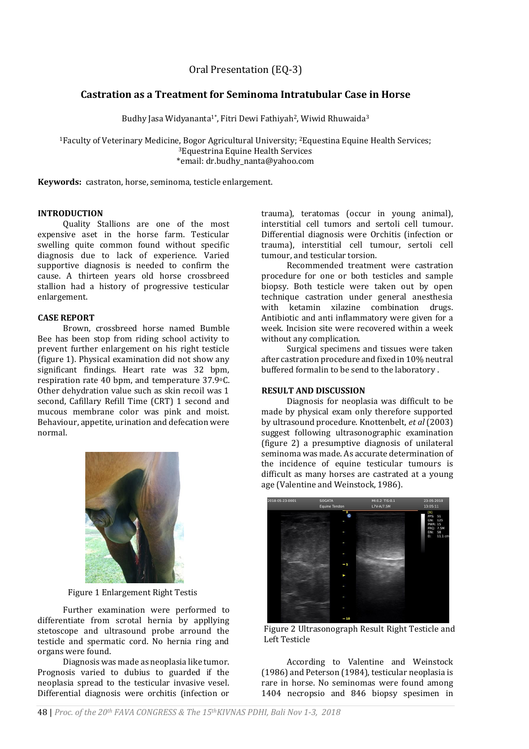Oral Presentation (EQ-3)

# Castration as a Treatment for Seminoma Intratubular Case in Horse

Budhy Jasa Widyananta[1*], Fitri Dewi Fathiyah[2], Wiwid Rhuwaida[3]

[1]Faculty of Veterinary Medicine, Bogor Agricultural University; [2]Equestina Equine Health Services; [3]Equestrina Equine Health Services
*email: dr.budhy_nanta@yahoo.com

**Keywords:** castraton, horse, seminoma, testicle enlargement.

## INTRODUCTION

Quality Stallions are one of the most expensive aset in the horse farm. Testicular swelling quite common found without specific diagnosis due to lack of experience. Varied supportive diagnosis is needed to confirm the cause. A thirteen years old horse crossbreed stallion had a history of progressive testicular enlargement.

## CASE REPORT

Brown, crossbreed horse named Bumble Bee has been stop from riding school activity to prevent further enlargement on his right testicle (figure 1). Physical examination did not show any significant findings. Heart rate was 32 bpm, respiration rate 40 bpm, and temperature 37.9°C. Other dehydration value such as skin recoil was 1 second, Cafillary Refill Time (CRT) 1 second and mucous membrane color was pink and moist. Behaviour, appetite, urination and defecation were normal.

Figure 1 Enlargement Right Testis

Further examination were performed to differentiate from scrotal hernia by appllying stetoscope and ultrasound probe arround the testicle and spermatic cord. No hernia ring and organs were found.

Diagnosis was made as neoplasia like tumor. Prognosis varied to dubius to guarded if the neoplasia spread to the testicular invasive vesel. Differential diagnosis were orchitis (infection or trauma), teratomas (occur in young animal), interstitial cell tumors and sertoli cell tumour. Differential diagnosis were Orchitis (infection or trauma), interstitial cell tumour, sertoli cell tumour, and testicular torsion.

Recommended treatment were castration procedure for one or both testicles and sample biopsy. Both testicle were taken out by open technique castration under general anesthesia with ketamin xilazine combination drugs. Antibiotic and anti inflammatory were given for a week. Incision site were recovered within a week without any complication.

Surgical specimens and tissues were taken after castration procedure and fixed in 10% neutral buffered formalin to be send to the laboratory .

## RESULT AND DISCUSSION

Diagnosis for neoplasia was difficult to be made by physical exam only therefore supported by ultrasound procedure. Knottenbelt, *et al* (2003) suggest following ultrasonographic examination (figure 2) a presumptive diagnosis of unilateral seminoma was made. As accurate determination of the incidence of equine testicular tumours is difficult as many horses are castrated at a young age (Valentine and Weinstock, 1986).

Figure 2 Ultrasonograph Result Right Testicle and Left Testicle

According to Valentine and Weinstock (1986) and Peterson (1984), testicular neoplasia is rare in horse. No seminomas were found among 1404 necropsio and 846 biopsy spesimen in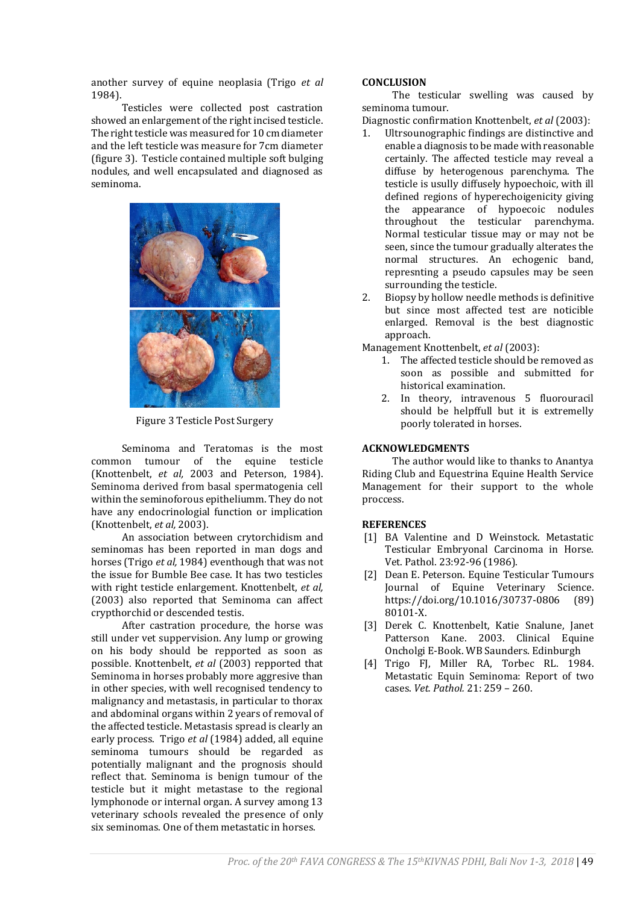another survey of equine neoplasia (Trigo *et al* 1984).

Testicles were collected post castration showed an enlargement of the right incised testicle. The right testicle was measured for 10 cm diameter and the left testicle was measure for 7cm diameter (figure 3). Testicle contained multiple soft bulging nodules, and well encapsulated and diagnosed as seminoma.

Figure 3 Testicle Post Surgery

Seminoma and Teratomas is the most common tumour of the equine testicle (Knottenbelt, *et al,* 2003 and Peterson, 1984). Seminoma derived from basal spermatogenia cell within the seminoforous epitheliumm. They do not have any endocrinological function or implication (Knottenbelt, *et al,* 2003).

An association between crytorchidism and seminomas has been reported in man dogs and horses (Trigo *et al,* 1984) eventhough that was not the issue for Bumble Bee case. It has two testicles with right testicle enlargement. Knottenbelt, *et al,* (2003) also reported that Seminoma can affect crypthorchid or descended testis.

After castration procedure, the horse was still under vet suppervision. Any lump or growing on his body should be repported as soon as possible. Knottenbelt, *et al* (2003) repported that Seminoma in horses probably more aggresive than in other species, with well recognised tendency to malignancy and metastasis, in particular to thorax and abdominal organs within 2 years of removal of the affected testicle. Metastasis spread is clearly an early process. Trigo *et al* (1984) added, all equine seminoma tumours should be regarded as potentially malignant and the prognosis should reflect that. Seminoma is benign tumour of the testicle but it might metastase to the regional lymphonode or internal organ. A survey among 13 veterinary schools revealed the presence of only six seminomas. One of them metastatic in horses.

**CONCLUSION**

The testicular swelling was caused by seminoma tumour.

Diagnostic confirmation Knottenbelt, *et al* (2003):

1. Ultrsounographic findings are distinctive and enable a diagnosis to be made with reasonable certainly. The affected testicle may reveal a diffuse by heterogenous parenchyma. The testicle is usully diffusely hypoechoic, with ill defined regions of hyperechoigenicity giving the appearance of hypoecoic nodules throughout the testicular parenchyma. Normal testicular tissue may or may not be seen, since the tumour gradually alterates the normal structures. An echogenic band, represnting a pseudo capsules may be seen surrounding the testicle.
2. Biopsy by hollow needle methods is definitive but since most affected test are noticible enlarged. Removal is the best diagnostic approach.

Management Knottenbelt, *et al* (2003):

1. The affected testicle should be removed as soon as possible and submitted for historical examination.
2. In theory, intravenous 5 fluorouracil should be helpffull but it is extremelly poorly tolerated in horses.

**ACKNOWLEDGMENTS**

The author would like to thanks to Anantya Riding Club and Equestrina Equine Health Service Management for their support to the whole proccess.

**REFERENCES**

[1] BA Valentine and D Weinstock. Metastatic Testicular Embryonal Carcinoma in Horse. Vet. Pathol. 23:92-96 (1986).

[2] Dean E. Peterson. Equine Testicular Tumours Journal of Equine Veterinary Science. https://doi.org/10.1016/30737-0806 (89) 80101-X.

[3] Derek C. Knottenbelt, Katie Snalune, Janet Patterson Kane. 2003. Clinical Equine Oncholgi E-Book. WB Saunders. Edinburgh

[4] Trigo FJ, Miller RA, Torbec RL. 1984. Metastatic Equin Seminoma: Report of two cases. *Vet. Pathol.* 21: 259 – 260.